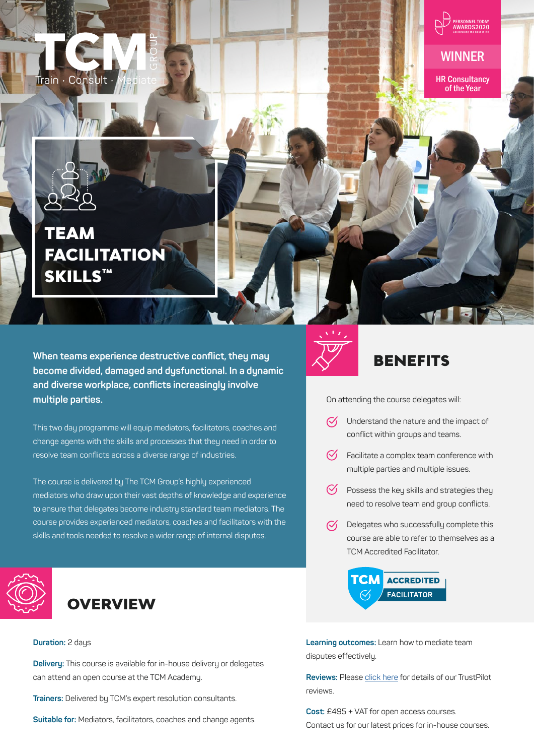TCM GROUP
Train · Consult · Mediate

PERSONNEL TODAY AWARDS2020
Celebrating the best in HR

WINNER
HR Consultancy of the Year

# TEAM FACILITATION SKILLS™

**When teams experience destructive conflict, they may become divided, damaged and dysfunctional. In a dynamic and diverse workplace, conflicts increasingly involve multiple parties.**

This two day programme will equip mediators, facilitators, coaches and change agents with the skills and processes that they need in order to resolve team conflicts across a diverse range of industries.

The course is delivered by The TCM Group's highly experienced mediators who draw upon their vast depths of knowledge and experience to ensure that delegates become industry standard team mediators. The course provides experienced mediators, coaches and facilitators with the skills and tools needed to resolve a wider range of internal disputes.

## BENEFITS

On attending the course delegates will:

- Understand the nature and the impact of conflict within groups and teams.
- Facilitate a complex team conference with multiple parties and multiple issues.
- Possess the key skills and strategies they need to resolve team and group conflicts.
- Delegates who successfully complete this course are able to refer to themselves as a TCM Accredited Facilitator.

TCM ACCREDITED FACILITATOR

## OVERVIEW

**Duration:** 2 days

**Delivery:** This course is available for in-house delivery or delegates can attend an open course at the TCM Academy.

**Trainers:** Delivered by TCM's expert resolution consultants.

**Suitable for:** Mediators, facilitators, coaches and change agents.

**Learning outcomes:** Learn how to mediate team disputes effectively.

**Reviews:** Please click here for details of our TrustPilot reviews.

**Cost:** £495 + VAT for open access courses.
Contact us for our latest prices for in-house courses.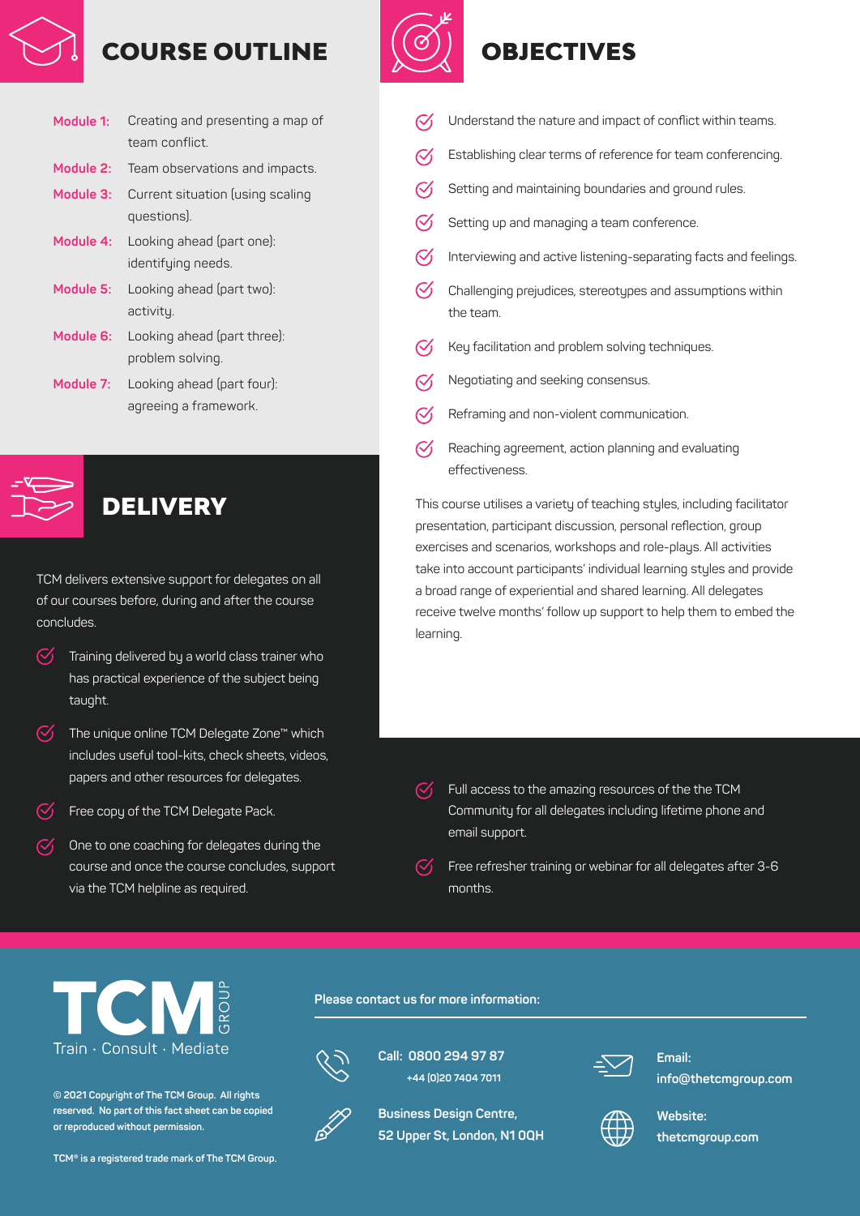## COURSE OUTLINE

**Module 1:** Creating and presenting a map of team conflict.

**Module 2:** Team observations and impacts.

**Module 3:** Current situation (using scaling questions).

**Module 4:** Looking ahead (part one): identifying needs.

**Module 5:** Looking ahead (part two): activity.

**Module 6:** Looking ahead (part three): problem solving.

**Module 7:** Looking ahead (part four): agreeing a framework.

## OBJECTIVES

- Understand the nature and impact of conflict within teams.
- Establishing clear terms of reference for team conferencing.
- Setting and maintaining boundaries and ground rules.
- Setting up and managing a team conference.
- Interviewing and active listening-separating facts and feelings.
- Challenging prejudices, stereotypes and assumptions within the team.
- Key facilitation and problem solving techniques.
- Negotiating and seeking consensus.
- Reframing and non-violent communication.
- Reaching agreement, action planning and evaluating effectiveness.

This course utilises a variety of teaching styles, including facilitator presentation, participant discussion, personal reflection, group exercises and scenarios, workshops and role-plays. All activities take into account participants' individual learning styles and provide a broad range of experiential and shared learning. All delegates receive twelve months' follow up support to help them to embed the learning.

## DELIVERY

TCM delivers extensive support for delegates on all of our courses before, during and after the course concludes.

- Training delivered by a world class trainer who has practical experience of the subject being taught.
- The unique online TCM Delegate Zone™ which includes useful tool-kits, check sheets, videos, papers and other resources for delegates.
- Free copy of the TCM Delegate Pack.
- One to one coaching for delegates during the course and once the course concludes, support via the TCM helpline as required.
- Full access to the amazing resources of the the TCM Community for all delegates including lifetime phone and email support.
- Free refresher training or webinar for all delegates after 3-6 months.

TCM GROUP
Train · Consult · Mediate

**© 2021 Copyright of The TCM Group. All rights reserved. No part of this fact sheet can be copied or reproduced without permission.**

**TCM® is a registered trade mark of The TCM Group.**

**Please contact us for more information:**

**Call: 0800 294 97 87**
**+44 (0)20 7404 7011**

**Email:**
**info@thetcmgroup.com**

**Business Design Centre,**
**52 Upper St, London, N1 0QH**

**Website:**
**thetcmgroup.com**